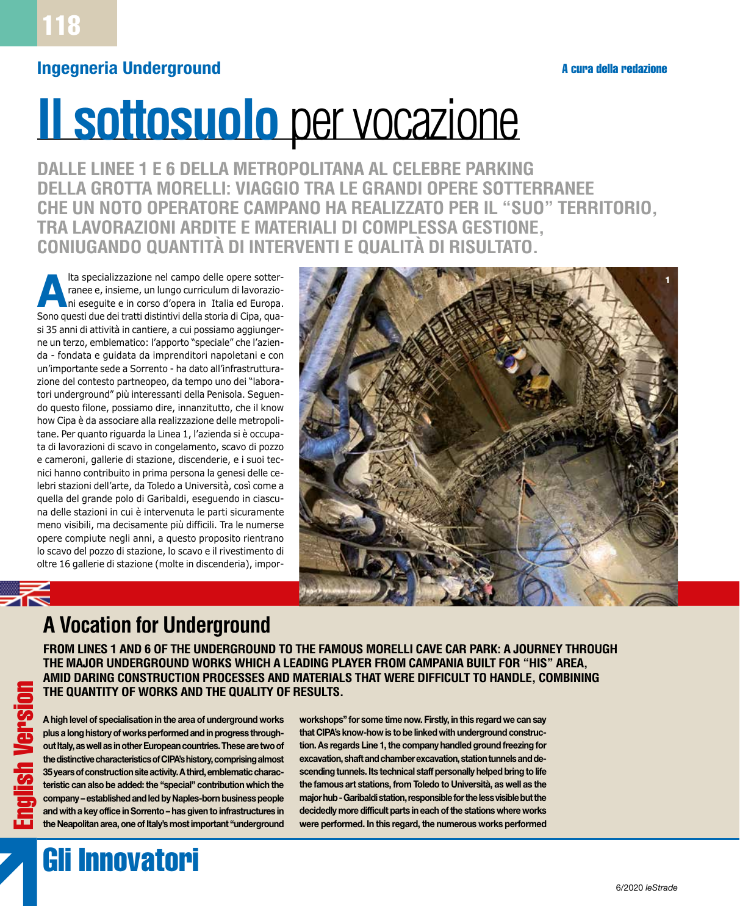Ingegneria Underground

A cura della redazione

# Il sottosuolo per vocazione

## DALLE LINEE 1 E 6 DELLA METROPOLITANA AL CELEBRE PARKING DELLA GROTTA MORELLI: VIAGGIO TRA LE GRANDI OPERE SOTTERRANEE CHE UN NOTO OPERATORE CAMPANO HA REALIZZATO PER IL "SUO" TERRITORIO, TRA LAVORAZIONI ARDITE E MATERIALI DI COMPLESSA GESTIONE, CONIUGANDO QUANTITÀ DI INTERVENTI E QUALITÀ DI RISULTATO.

Alta specializzazione nel campo delle opere sotterranee e, insieme, un lungo curriculum di lavorazioni eseguite e in corso d'opera in Italia ed Europa. Sono questi due dei tratti distintivi della storia di Cipa, quasi 35 anni di attività in cantiere, a cui possiamo aggiungerne un terzo, emblematico: l'apporto "speciale" che l'azienda - fondata e guidata da imprenditori napoletani e con un'importante sede a Sorrento - ha dato all'infrastrutturazione del contesto partneopeo, da tempo uno dei "laboratori underground" più interessanti della Penisola. Seguendo questo filone, possiamo dire, innanzitutto, che il know how Cipa è da associare alla realizzazione delle metropolitane. Per quanto riguarda la Linea 1, l'azienda si è occupata di lavorazioni di scavo in congelamento, scavo di pozzo e cameroni, gallerie di stazione, discenderie, e i suoi tecnici hanno contribuito in prima persona la genesi delle celebri stazioni dell'arte, da Toledo a Università, così come a quella del grande polo di Garibaldi, eseguendo in ciascuna delle stazioni in cui è intervenuta le parti sicuramente meno visibili, ma decisamente più difficili. Tra le numerse opere compiute negli anni, a questo proposito rientrano lo scavo del pozzo di stazione, lo scavo e il rivestimento di oltre 16 gallerie di stazione (molte in discenderia), impor-

1

English Version

# A Vocation for Underground

## FROM LINES 1 AND 6 OF THE UNDERGROUND TO THE FAMOUS MORELLI CAVE CAR PARK: A JOURNEY THROUGH THE MAJOR UNDERGROUND WORKS WHICH A LEADING PLAYER FROM CAMPANIA BUILT FOR "HIS" AREA, AMID DARING CONSTRUCTION PROCESSES AND MATERIALS THAT WERE DIFFICULT TO HANDLE, COMBINING THE QUANTITY OF WORKS AND THE QUALITY OF RESULTS.

**A high level of specialisation in the area of underground works plus a long history of works performed and in progress throughout Italy, as well as in other European countries. These are two of the distinctive characteristics of CIPA's history, comprising almost 35 years of construction site activity. A third, emblematic characteristic can also be added: the "special" contribution which the company – established and led by Naples-born business people and with a key office in Sorrento – has given to infrastructures in the Neapolitan area, one of Italy's most important "underground workshops" for some time now. Firstly, in this regard we can say that CIPA's know-how is to be linked with underground construction. As regards Line 1, the company handled ground freezing for excavation, shaft and chamber excavation, station tunnels and descending tunnels. Its technical staff personally helped bring to life the famous art stations, from Toledo to Università, as well as the major hub - Garibaldi station, responsible for the less visible but the decidedly more difficult parts in each of the stations where works were performed. In this regard, the numerous works performed**

Gli Innovatori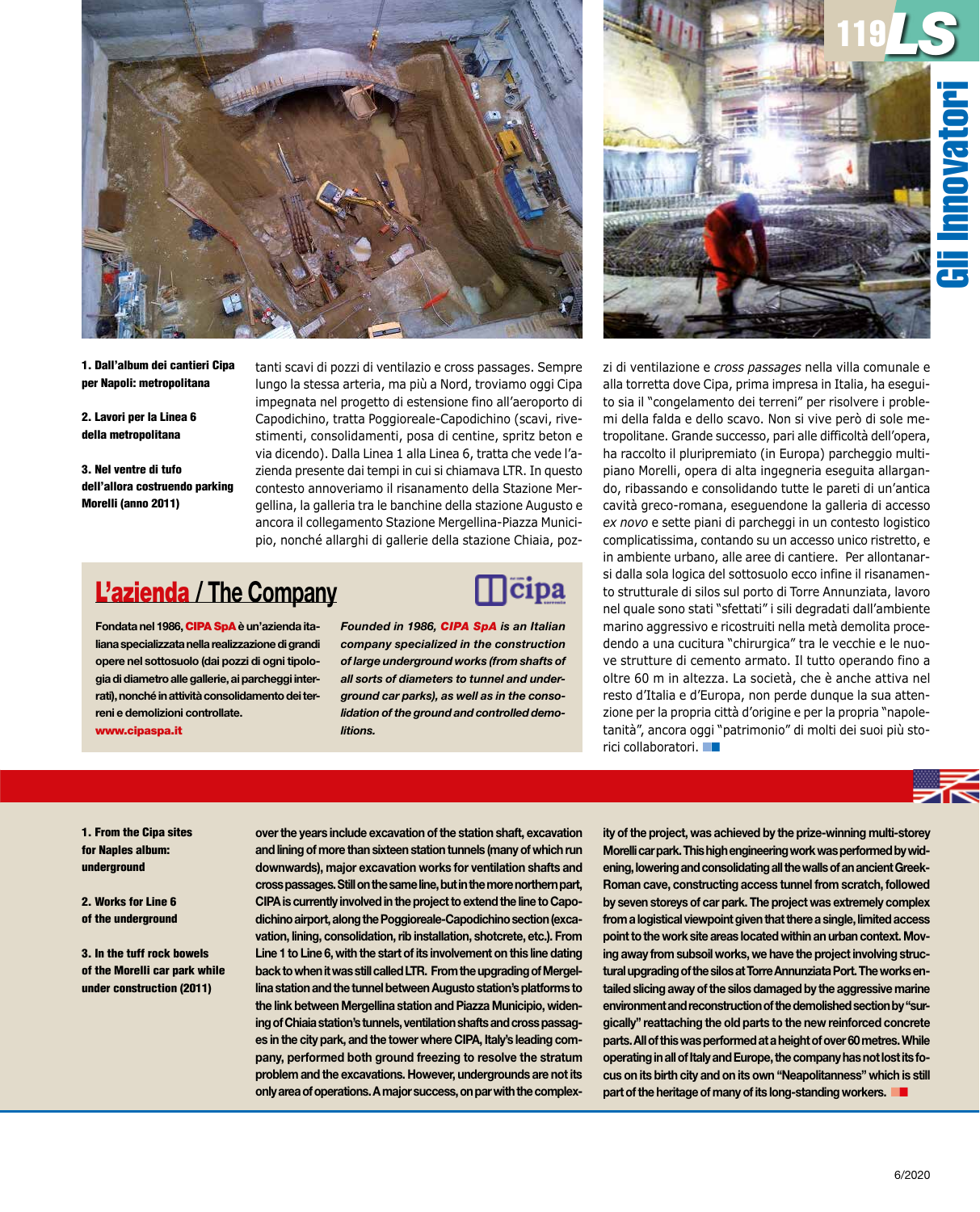1. Dall'album dei cantieri Cipa per Napoli: metropolitana

2. Lavori per la Linea 6 della metropolitana

3. Nel ventre di tufo dell'allora costruendo parking Morelli (anno 2011)

tanti scavi di pozzi di ventilazio e cross passages. Sempre lungo la stessa arteria, ma più a Nord, troviamo oggi Cipa impegnata nel progetto di estensione fino all'aeroporto di Capodichino, tratta Poggioreale-Capodichino (scavi, rivestimenti, consolidamenti, posa di centine, spritz beton e via dicendo). Dalla Linea 1 alla Linea 6, tratta che vede l'azienda presente dai tempi in cui si chiamava LTR. In questo contesto annoveriamo il risanamento della Stazione Mergellina, la galleria tra le banchine della stazione Augusto e ancora il collegamento Stazione Mergellina-Piazza Municipio, nonché allarghi di gallerie della stazione Chiaia, pozzi di ventilazione e *cross passages* nella villa comunale e alla torretta dove Cipa, prima impresa in Italia, ha eseguito sia il "congelamento dei terreni" per risolvere i problemi della falda e dello scavo. Non si vive però di sole metropolitane. Grande successo, pari alle difficoltà dell'opera, ha raccolto il pluripremiato (in Europa) parcheggio multipiano Morelli, opera di alta ingegneria eseguita allargando, ribassando e consolidando tutte le pareti di un'antica cavità greco-romana, eseguendone la galleria di accesso *ex novo* e sette piani di parcheggi in un contesto logistico complicatissima, contando su un accesso unico ristretto, e in ambiente urbano, alle aree di cantiere. Per allontanarsi dalla sola logica del sottosuolo ecco infine il risanamento strutturale di silos sul porto di Torre Annunziata, lavoro nel quale sono stati "sfettati" i sili degradati dall'ambiente marino aggressivo e ricostruiti nella metà demolita procedendo a una cucitura "chirurgica" tra le vecchie e le nuove strutture di cemento armato. Il tutto operando fino a oltre 60 m in altezza. La società, che è anche attiva nel resto d'Italia e d'Europa, non perde dunque la sua attenzione per la propria città d'origine e per la propria "napoletanità", ancora oggi "patrimonio" di molti dei suoi più storici collaboratori.

## L'azienda / The Company

**Fondata nel 1986, CIPA SpA è un'azienda italiana specializzata nella realizzazione di grandi opere nel sottosuolo (dai pozzi di ogni tipologia di diametro alle gallerie, ai parcheggi interrati), nonché in attività consolidamento dei terreni e demolizioni controllate.**
**www.cipaspa.it**

***Founded in 1986, CIPA SpA is an Italian company specialized in the construction of large underground works (from shafts of all sorts of diameters to tunnel and underground car parks), as well as in the consolidation of the ground and controlled demolitions.***

---

1. From the Cipa sites for Naples album: underground

2. Works for Line 6 of the underground

3. In the tuff rock bowels of the Morelli car park while under construction (2011)

over the years include excavation of the station shaft, excavation and lining of more than sixteen station tunnels (many of which run downwards), major excavation works for ventilation shafts and cross passages. Still on the same line, but in the more northern part, CIPA is currently involved in the project to extend the line to Capodichino airport, along the Poggioreale-Capodichino section (excavation, lining, consolidation, rib installation, shotcrete, etc.). From Line 1 to Line 6, with the start of its involvement on this line dating back to when it was still called LTR. From the upgrading of Mergellina station and the tunnel between Augusto station's platforms to the link between Mergellina station and Piazza Municipio, widening of Chiaia station's tunnels, ventilation shafts and cross passages in the city park, and the tower where CIPA, Italy's leading company, performed both ground freezing to resolve the stratum problem and the excavations. However, undergrounds are not its only area of operations. A major success, on par with the complexity of the project, was achieved by the prize-winning multi-storey Morelli car park. This high engineering work was performed by widening, lowering and consolidating all the walls of an ancient Greek-Roman cave, constructing access tunnel from scratch, followed by seven storeys of car park. The project was extremely complex from a logistical viewpoint given that there a single, limited access point to the work site areas located within an urban context. Moving away from subsoil works, we have the project involving structural upgrading of the silos at Torre Annunziata Port. The works entailed slicing away of the silos damaged by the aggressive marine environment and reconstruction of the demolished section by "surgically" reattaching the old parts to the new reinforced concrete parts. All of this was performed at a height of over 60 metres. While operating in all of Italy and Europe, the company has not lost its focus on its birth city and on its own "Neapolitanness" which is still part of the heritage of many of its long-standing workers.